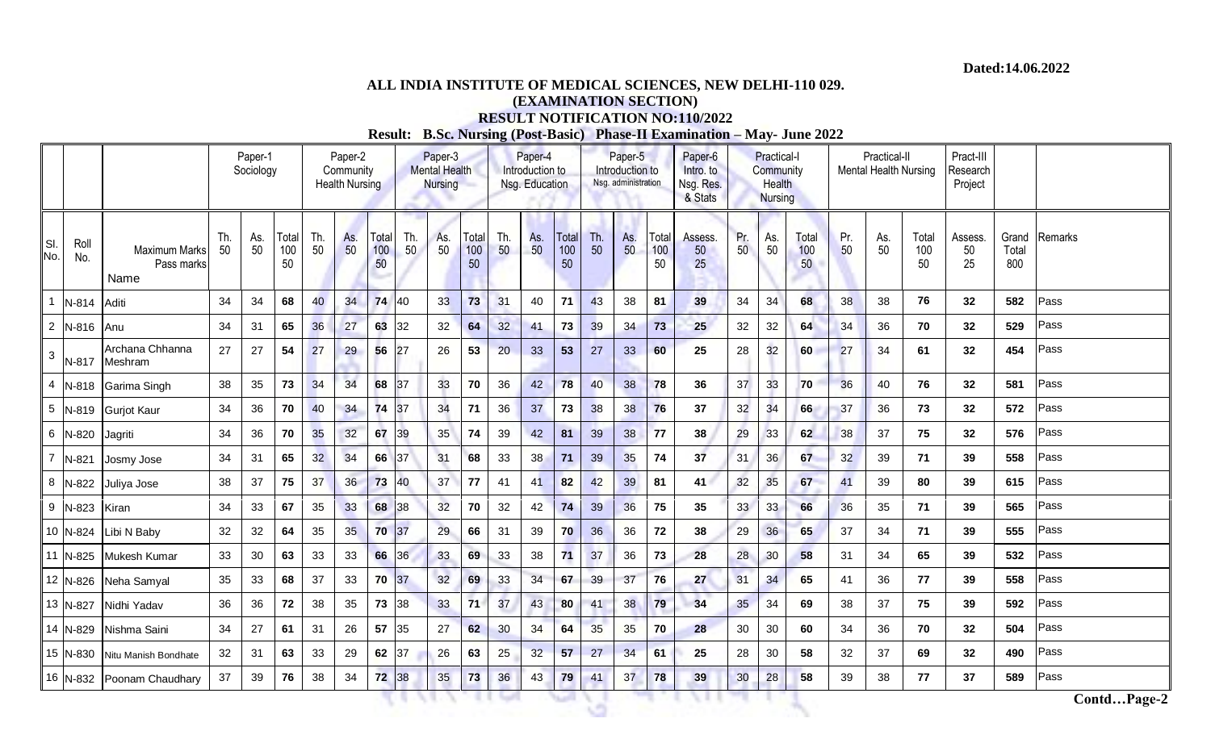Dated:14.06.2022

# ALL INDIA INSTITUTE OF MEDICAL SCIENCES, NEW DELHI-110 029.

## (EXAMINATION SECTION)

## RESULT NOTIFICATION NO:110/2022

### Result: B.Sc. Nursing (Post-Basic) Phase-II Examination – May- June 2022

| | | | Paper-1 Sociology | | | Paper-2 Community Health Nursing | | | Paper-3 Mental Health Nursing | | | Paper-4 Introduction to Nsg. Education | | | Paper-5 Introduction to Nsg. administration | | | Paper-6 Intro. to Nsg. Res. & Stats | Practical-I Community Health Nursing | | | Practical-II Mental Health Nursing | | | Pract-III Research Project | | |
|---|---|---|---|---|---|---|---|---|---|---|---|---|---|---|---|---|---|---|---|---|---|---|---|---|---|---|---|
| Sl. No. | Roll No. | Maximum Marks / Pass marks / Name | Th. 50 | As. 50 | Total 100 50 | Th. 50 | As. 50 | Total 100 50 | Th. 50 | As. 50 | Total 100 50 | Th. 50 | As. 50 | Total 100 50 | Th. 50 | As. 50 | Total 100 50 | Assess. 50 25 | Pr. 50 | As. 50 | Total 100 50 | Pr. 50 | As. 50 | Total 100 50 | Assess. 50 25 | Grand Total 800 | Remarks |
| 1 | N-814 | Aditi | 34 | 34 | 68 | 40 | 34 | 74 | 40 | 33 | 73 | 31 | 40 | 71 | 43 | 38 | 81 | 39 | 34 | 34 | 68 | 38 | 38 | 76 | 32 | 582 | Pass |
| 2 | N-816 | Anu | 34 | 31 | 65 | 36 | 27 | 63 | 32 | 32 | 64 | 32 | 41 | 73 | 39 | 34 | 73 | 25 | 32 | 32 | 64 | 34 | 36 | 70 | 32 | 529 | Pass |
| 3 | N-817 | Archana Chhanna Meshram | 27 | 27 | 54 | 27 | 29 | 56 | 27 | 26 | 53 | 20 | 33 | 53 | 27 | 33 | 60 | 25 | 28 | 32 | 60 | 27 | 34 | 61 | 32 | 454 | Pass |
| 4 | N-818 | Garima Singh | 38 | 35 | 73 | 34 | 34 | 68 | 37 | 33 | 70 | 36 | 42 | 78 | 40 | 38 | 78 | 36 | 37 | 33 | 70 | 36 | 40 | 76 | 32 | 581 | Pass |
| 5 | N-819 | Gurjot Kaur | 34 | 36 | 70 | 40 | 34 | 74 | 37 | 34 | 71 | 36 | 37 | 73 | 38 | 38 | 76 | 37 | 32 | 34 | 66 | 37 | 36 | 73 | 32 | 572 | Pass |
| 6 | N-820 | Jagriti | 34 | 36 | 70 | 35 | 32 | 67 | 39 | 35 | 74 | 39 | 42 | 81 | 39 | 38 | 77 | 38 | 29 | 33 | 62 | 38 | 37 | 75 | 32 | 576 | Pass |
| 7 | N-821 | Josmy Jose | 34 | 31 | 65 | 32 | 34 | 66 | 37 | 31 | 68 | 33 | 38 | 71 | 39 | 35 | 74 | 37 | 31 | 36 | 67 | 32 | 39 | 71 | 39 | 558 | Pass |
| 8 | N-822 | Juliya Jose | 38 | 37 | 75 | 37 | 36 | 73 | 40 | 37 | 77 | 41 | 41 | 82 | 42 | 39 | 81 | 41 | 32 | 35 | 67 | 41 | 39 | 80 | 39 | 615 | Pass |
| 9 | N-823 | Kiran | 34 | 33 | 67 | 35 | 33 | 68 | 38 | 32 | 70 | 32 | 42 | 74 | 39 | 36 | 75 | 35 | 33 | 33 | 66 | 36 | 35 | 71 | 39 | 565 | Pass |
| 10 | N-824 | Libi N Baby | 32 | 32 | 64 | 35 | 35 | 70 | 37 | 29 | 66 | 31 | 39 | 70 | 36 | 36 | 72 | 38 | 29 | 36 | 65 | 37 | 34 | 71 | 39 | 555 | Pass |
| 11 | N-825 | Mukesh Kumar | 33 | 30 | 63 | 33 | 33 | 66 | 36 | 33 | 69 | 33 | 38 | 71 | 37 | 36 | 73 | 28 | 28 | 30 | 58 | 31 | 34 | 65 | 39 | 532 | Pass |
| 12 | N-826 | Neha Samyal | 35 | 33 | 68 | 37 | 33 | 70 | 37 | 32 | 69 | 33 | 34 | 67 | 39 | 37 | 76 | 27 | 31 | 34 | 65 | 41 | 36 | 77 | 39 | 558 | Pass |
| 13 | N-827 | Nidhi Yadav | 36 | 36 | 72 | 38 | 35 | 73 | 38 | 33 | 71 | 37 | 43 | 80 | 41 | 38 | 79 | 34 | 35 | 34 | 69 | 38 | 37 | 75 | 39 | 592 | Pass |
| 14 | N-829 | Nishma Saini | 34 | 27 | 61 | 31 | 26 | 57 | 35 | 27 | 62 | 30 | 34 | 64 | 35 | 35 | 70 | 28 | 30 | 30 | 60 | 34 | 36 | 70 | 32 | 504 | Pass |
| 15 | N-830 | Nitu Manish Bondhate | 32 | 31 | 63 | 33 | 29 | 62 | 37 | 26 | 63 | 25 | 32 | 57 | 27 | 34 | 61 | 25 | 28 | 30 | 58 | 32 | 37 | 69 | 32 | 490 | Pass |
| 16 | N-832 | Poonam Chaudhary | 37 | 39 | 76 | 38 | 34 | 72 | 38 | 35 | 73 | 36 | 43 | 79 | 41 | 37 | 78 | 39 | 30 | 28 | 58 | 39 | 38 | 77 | 37 | 589 | Pass |

Contd…Page-2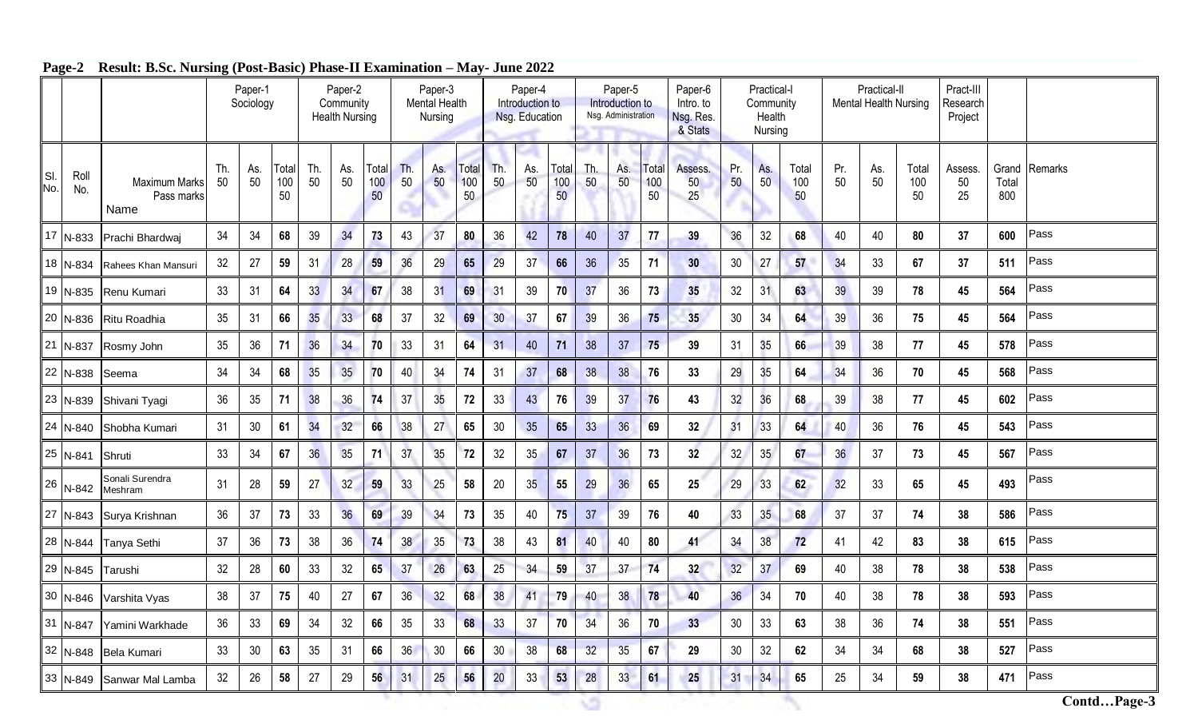## Page-2 Result: B.Sc. Nursing (Post-Basic) Phase-II Examination – May- June 2022

| | | | Paper-1 Sociology | | | Paper-2 Community Health Nursing | | | Paper-3 Mental Health Nursing | | | Paper-4 Introduction to Nsg. Education | | | Paper-5 Introduction to Nsg. Administration | | | Paper-6 Intro. to Nsg. Res. & Stats | Practical-I Community Health Nursing | | | Practical-II Mental Health Nursing | | | Pract-III Research Project | | |
|---|---|---|---|---|---|---|---|---|---|---|---|---|---|---|---|---|---|---|---|---|---|---|---|---|---|---|---|
| Sl. No. | Roll No. | Maximum Marks / Pass marks / Name | Th. 50 | As. 50 | Total 100 50 | Th. 50 | As. 50 | Total 100 50 | Th. 50 | As. 50 | Total 100 50 | Th. 50 | As. 50 | Total 100 50 | Th. 50 | As. 50 | Total 100 50 | Assess. 50 25 | Pr. 50 | As. 50 | Total 100 50 | Pr. 50 | As. 50 | Total 100 50 | Assess. 50 25 | Grand Total 800 | Remarks |
| 17 | N-833 | Prachi Bhardwaj | 34 | 34 | **68** | 39 | 34 | **73** | 43 | 37 | **80** | 36 | 42 | **78** | 40 | 37 | **77** | **39** | 36 | 32 | **68** | 40 | 40 | **80** | **37** | **600** | Pass |
| 18 | N-834 | Rahees Khan Mansuri | 32 | 27 | **59** | 31 | 28 | **59** | 36 | 29 | **65** | 29 | 37 | **66** | 36 | 35 | **71** | **30** | 30 | 27 | **57** | 34 | 33 | **67** | **37** | **511** | Pass |
| 19 | N-835 | Renu Kumari | 33 | 31 | **64** | 33 | 34 | **67** | 38 | 31 | **69** | 31 | 39 | **70** | 37 | 36 | **73** | **35** | 32 | 31 | **63** | 39 | 39 | **78** | **45** | **564** | Pass |
| 20 | N-836 | Ritu Roadhia | 35 | 31 | **66** | 35 | 33 | **68** | 37 | 32 | **69** | 30 | 37 | **67** | 39 | 36 | **75** | **35** | 30 | 34 | **64** | 39 | 36 | **75** | **45** | **564** | Pass |
| 21 | N-837 | Rosmy John | 35 | 36 | **71** | 36 | 34 | **70** | 33 | 31 | **64** | 31 | 40 | **71** | 38 | 37 | **75** | **39** | 31 | 35 | **66** | 39 | 38 | **77** | **45** | **578** | Pass |
| 22 | N-838 | Seema | 34 | 34 | **68** | 35 | 35 | **70** | 40 | 34 | **74** | 31 | 37 | **68** | 38 | 38 | **76** | **33** | 29 | 35 | **64** | 34 | 36 | **70** | **45** | **568** | Pass |
| 23 | N-839 | Shivani Tyagi | 36 | 35 | **71** | 38 | 36 | **74** | 37 | 35 | **72** | 33 | 43 | **76** | 39 | 37 | **76** | **43** | 32 | 36 | **68** | 39 | 38 | **77** | **45** | **602** | Pass |
| 24 | N-840 | Shobha Kumari | 31 | 30 | **61** | 34 | 32 | **66** | 38 | 27 | **65** | 30 | 35 | **65** | 33 | 36 | **69** | **32** | 31 | 33 | **64** | 40 | 36 | **76** | **45** | **543** | Pass |
| 25 | N-841 | Shruti | 33 | 34 | **67** | 36 | 35 | **71** | 37 | 35 | **72** | 32 | 35 | **67** | 37 | 36 | **73** | **32** | 32 | 35 | **67** | 36 | 37 | **73** | **45** | **567** | Pass |
| 26 | N-842 | Sonali Surendra Meshram | 31 | 28 | **59** | 27 | 32 | **59** | 33 | 25 | **58** | 20 | 35 | **55** | 29 | 36 | **65** | **25** | 29 | 33 | **62** | 32 | 33 | **65** | **45** | **493** | Pass |
| 27 | N-843 | Surya Krishnan | 36 | 37 | **73** | 33 | 36 | **69** | 39 | 34 | **73** | 35 | 40 | **75** | 37 | 39 | **76** | **40** | 33 | 35 | **68** | 37 | 37 | **74** | **38** | **586** | Pass |
| 28 | N-844 | Tanya Sethi | 37 | 36 | **73** | 38 | 36 | **74** | 38 | 35 | **73** | 38 | 43 | **81** | 40 | 40 | **80** | **41** | 34 | 38 | **72** | 41 | 42 | **83** | **38** | **615** | Pass |
| 29 | N-845 | Tarushi | 32 | 28 | **60** | 33 | 32 | **65** | 37 | 26 | **63** | 25 | 34 | **59** | 37 | 37 | **74** | **32** | 32 | 37 | **69** | 40 | 38 | **78** | **38** | **538** | Pass |
| 30 | N-846 | Varshita Vyas | 38 | 37 | **75** | 40 | 27 | **67** | 36 | 32 | **68** | 38 | 41 | **79** | 40 | 38 | **78** | **40** | 36 | 34 | **70** | 40 | 38 | **78** | **38** | **593** | Pass |
| 31 | N-847 | Yamini Warkhade | 36 | 33 | **69** | 34 | 32 | **66** | 35 | 33 | **68** | 33 | 37 | **70** | 34 | 36 | **70** | **33** | 30 | 33 | **63** | 38 | 36 | **74** | **38** | **551** | Pass |
| 32 | N-848 | Bela Kumari | 33 | 30 | **63** | 35 | 31 | **66** | 36 | 30 | **66** | 30 | 38 | **68** | 32 | 35 | **67** | **29** | 30 | 32 | **62** | 34 | 34 | **68** | **38** | **527** | Pass |
| 33 | N-849 | Sanwar Mal Lamba | 32 | 26 | **58** | 27 | 29 | **56** | 31 | 25 | **56** | 20 | 33 | **53** | 28 | 33 | **61** | **25** | 31 | 34 | **65** | 25 | 34 | **59** | **38** | **471** | Pass |

**Contd…Page-3**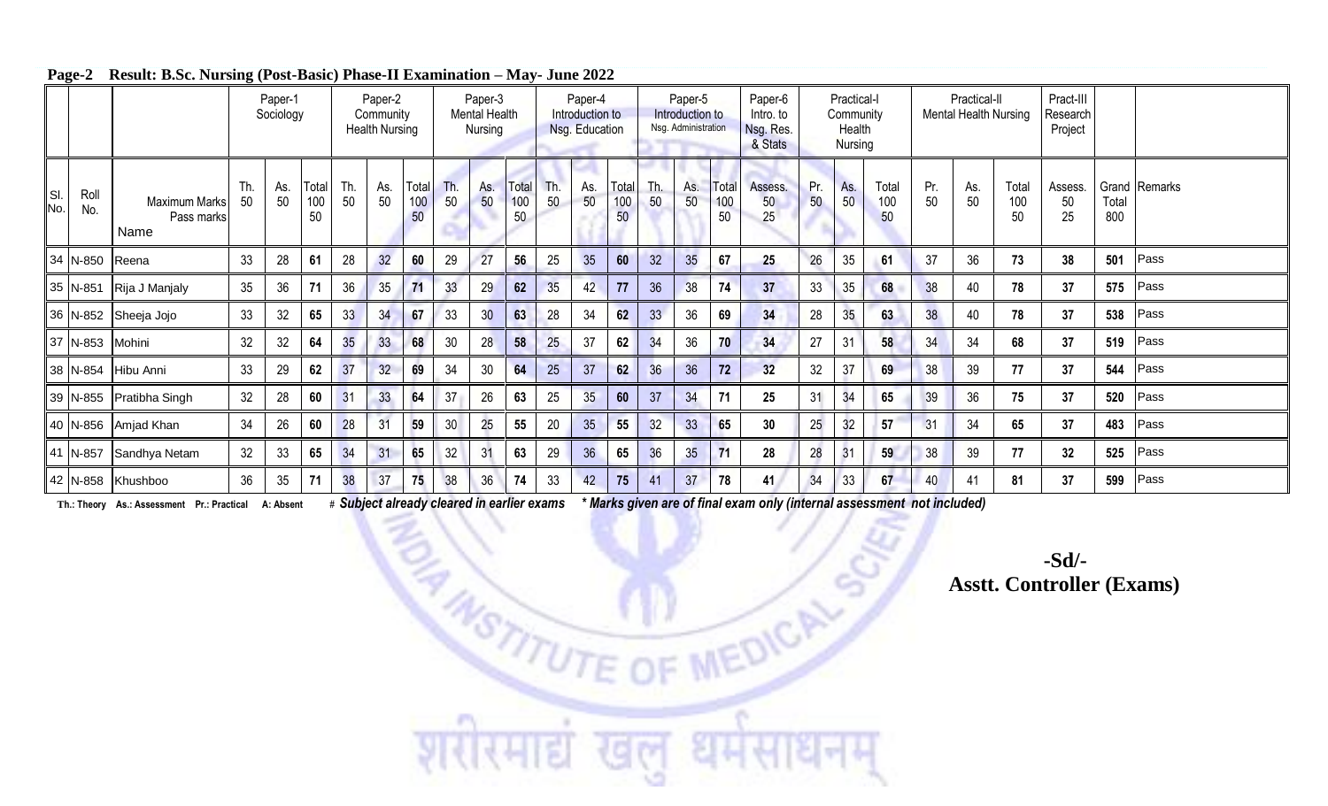**Page-2 Result: B.Sc. Nursing (Post-Basic) Phase-II Examination – May- June 2022**

| | | | Paper-1 Sociology | | | Paper-2 Community Health Nursing | | | Paper-3 Mental Health Nursing | | | Paper-4 Introduction to Nsg. Education | | | Paper-5 Introduction to Nsg. Administration | | | Paper-6 Intro. to Nsg. Res. & Stats | Practical-I Community Health Nursing | | | Practical-II Mental Health Nursing | | | Pract-III Research Project | | |
|---|---|---|---|---|---|---|---|---|---|---|---|---|---|---|---|---|---|---|---|---|---|---|---|---|---|---|---|
| Sl. No. | Roll No. | Maximum Marks Pass marks Name | Th. 50 | As. 50 | Total 100 50 | Th. 50 | As. 50 | Total 100 50 | Th. 50 | As. 50 | Total 100 50 | Th. 50 | As. 50 | Total 100 50 | Th. 50 | As. 50 | Total 100 50 | Assess. 50 25 | Pr. 50 | As. 50 | Total 100 50 | Pr. 50 | As. 50 | Total 100 50 | Assess. 50 25 | Grand Total 800 | Remarks |
| 34 | N-850 | Reena | 33 | 28 | 61 | 28 | 32 | 60 | 29 | 27 | 56 | 25 | 35 | 60 | 32 | 35 | 67 | 25 | 26 | 35 | 61 | 37 | 36 | 73 | 38 | 501 | Pass |
| 35 | N-851 | Rija J Manjaly | 35 | 36 | 71 | 36 | 35 | 71 | 33 | 29 | 62 | 35 | 42 | 77 | 36 | 38 | 74 | 37 | 33 | 35 | 68 | 38 | 40 | 78 | 37 | 575 | Pass |
| 36 | N-852 | Sheeja Jojo | 33 | 32 | 65 | 33 | 34 | 67 | 33 | 30 | 63 | 28 | 34 | 62 | 33 | 36 | 69 | 34 | 28 | 35 | 63 | 38 | 40 | 78 | 37 | 538 | Pass |
| 37 | N-853 | Mohini | 32 | 32 | 64 | 35 | 33 | 68 | 30 | 28 | 58 | 25 | 37 | 62 | 34 | 36 | 70 | 34 | 27 | 31 | 58 | 34 | 34 | 68 | 37 | 519 | Pass |
| 38 | N-854 | Hibu Anni | 33 | 29 | 62 | 37 | 32 | 69 | 34 | 30 | 64 | 25 | 37 | 62 | 36 | 36 | 72 | 32 | 32 | 37 | 69 | 38 | 39 | 77 | 37 | 544 | Pass |
| 39 | N-855 | Pratibha Singh | 32 | 28 | 60 | 31 | 33 | 64 | 37 | 26 | 63 | 25 | 35 | 60 | 37 | 34 | 71 | 25 | 31 | 34 | 65 | 39 | 36 | 75 | 37 | 520 | Pass |
| 40 | N-856 | Amjad Khan | 34 | 26 | 60 | 28 | 31 | 59 | 30 | 25 | 55 | 20 | 35 | 55 | 32 | 33 | 65 | 30 | 25 | 32 | 57 | 31 | 34 | 65 | 37 | 483 | Pass |
| 41 | N-857 | Sandhya Netam | 32 | 33 | 65 | 34 | 31 | 65 | 32 | 31 | 63 | 29 | 36 | 65 | 36 | 35 | 71 | 28 | 28 | 31 | 59 | 38 | 39 | 77 | 32 | 525 | Pass |
| 42 | N-858 | Khushboo | 36 | 35 | 71 | 38 | 37 | 75 | 38 | 36 | 74 | 33 | 42 | 75 | 41 | 37 | 78 | 41 | 34 | 33 | 67 | 40 | 41 | 81 | 37 | 599 | Pass |

**Th.: Theory As.: Assessment Pr.: Practical A: Absent** # ***Subject already cleared in earlier exams*** ***\* Marks given are of final exam only (internal assessment not included)***

**-Sd/-**
**Asstt. Controller (Exams)**